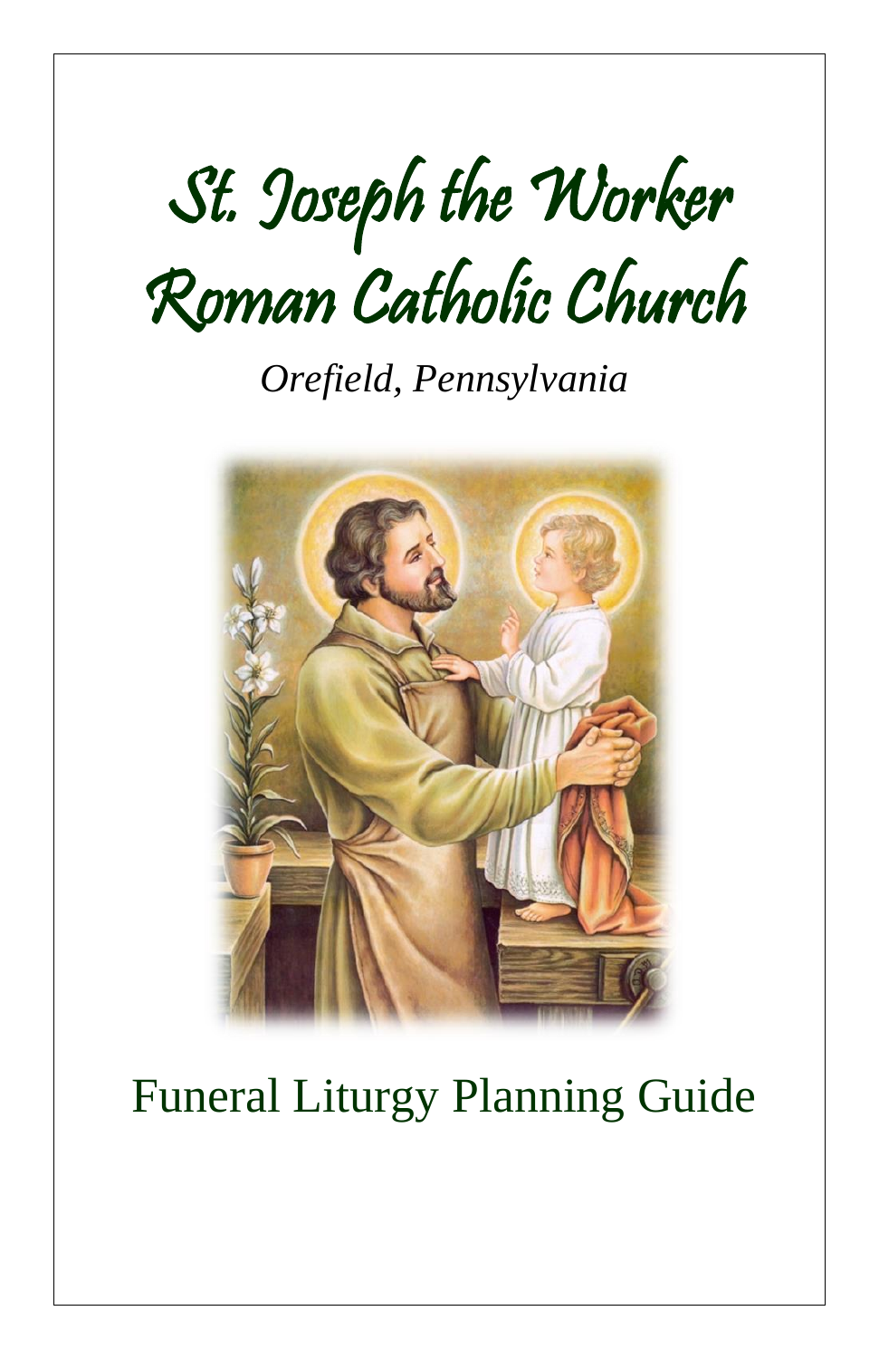# St. Joseph the Worker Roman Catholic Church

*Orefield, Pennsylvania*

## Funeral Liturgy Planning Guide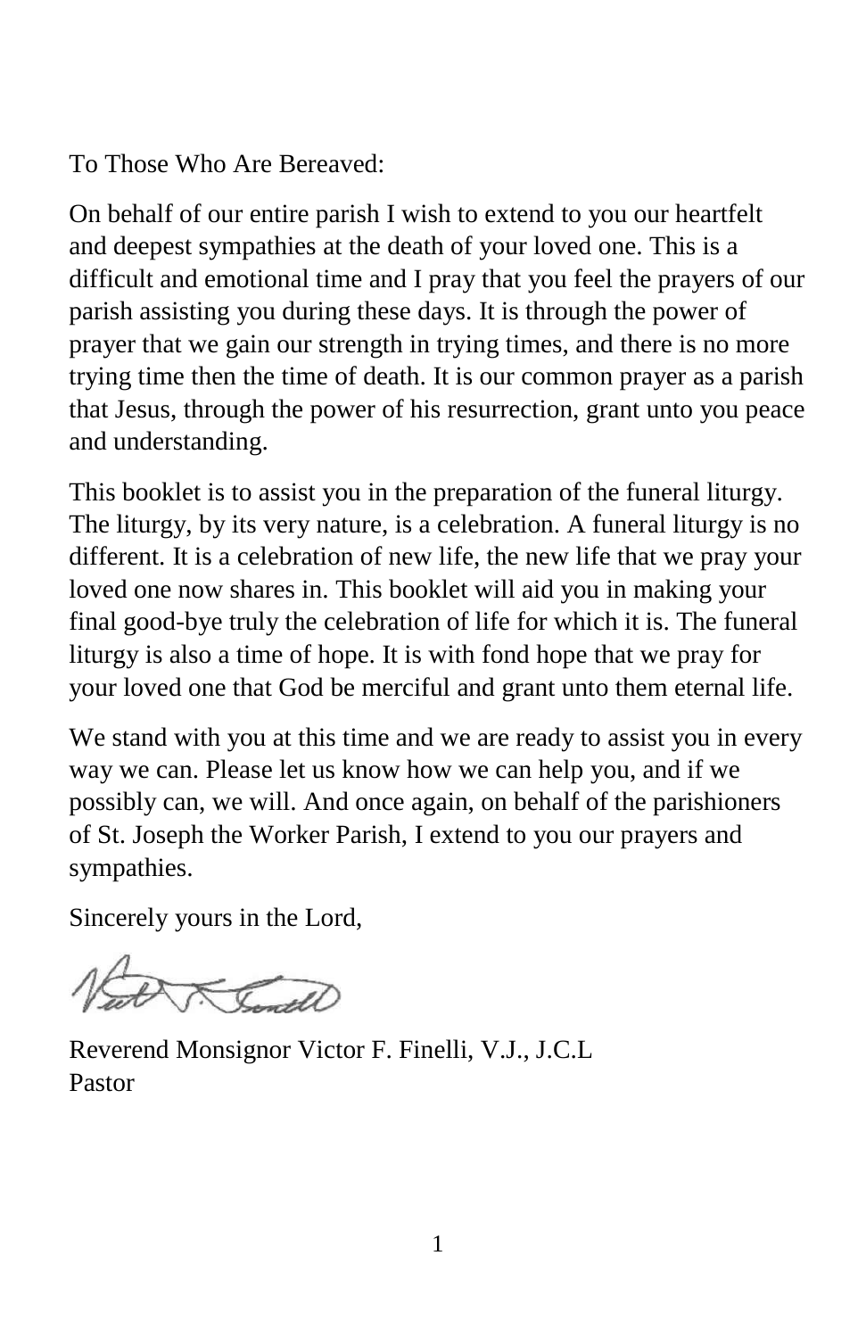To Those Who Are Bereaved:

On behalf of our entire parish I wish to extend to you our heartfelt and deepest sympathies at the death of your loved one. This is a difficult and emotional time and I pray that you feel the prayers of our parish assisting you during these days. It is through the power of prayer that we gain our strength in trying times, and there is no more trying time then the time of death. It is our common prayer as a parish that Jesus, through the power of his resurrection, grant unto you peace and understanding.

This booklet is to assist you in the preparation of the funeral liturgy. The liturgy, by its very nature, is a celebration. A funeral liturgy is no different. It is a celebration of new life, the new life that we pray your loved one now shares in. This booklet will aid you in making your final good-bye truly the celebration of life for which it is. The funeral liturgy is also a time of hope. It is with fond hope that we pray for your loved one that God be merciful and grant unto them eternal life.

We stand with you at this time and we are ready to assist you in every way we can. Please let us know how we can help you, and if we possibly can, we will. And once again, on behalf of the parishioners of St. Joseph the Worker Parish, I extend to you our prayers and sympathies.

Sincerely yours in the Lord,

Reverend Monsignor Victor F. Finelli, V.J., J.C.L
Pastor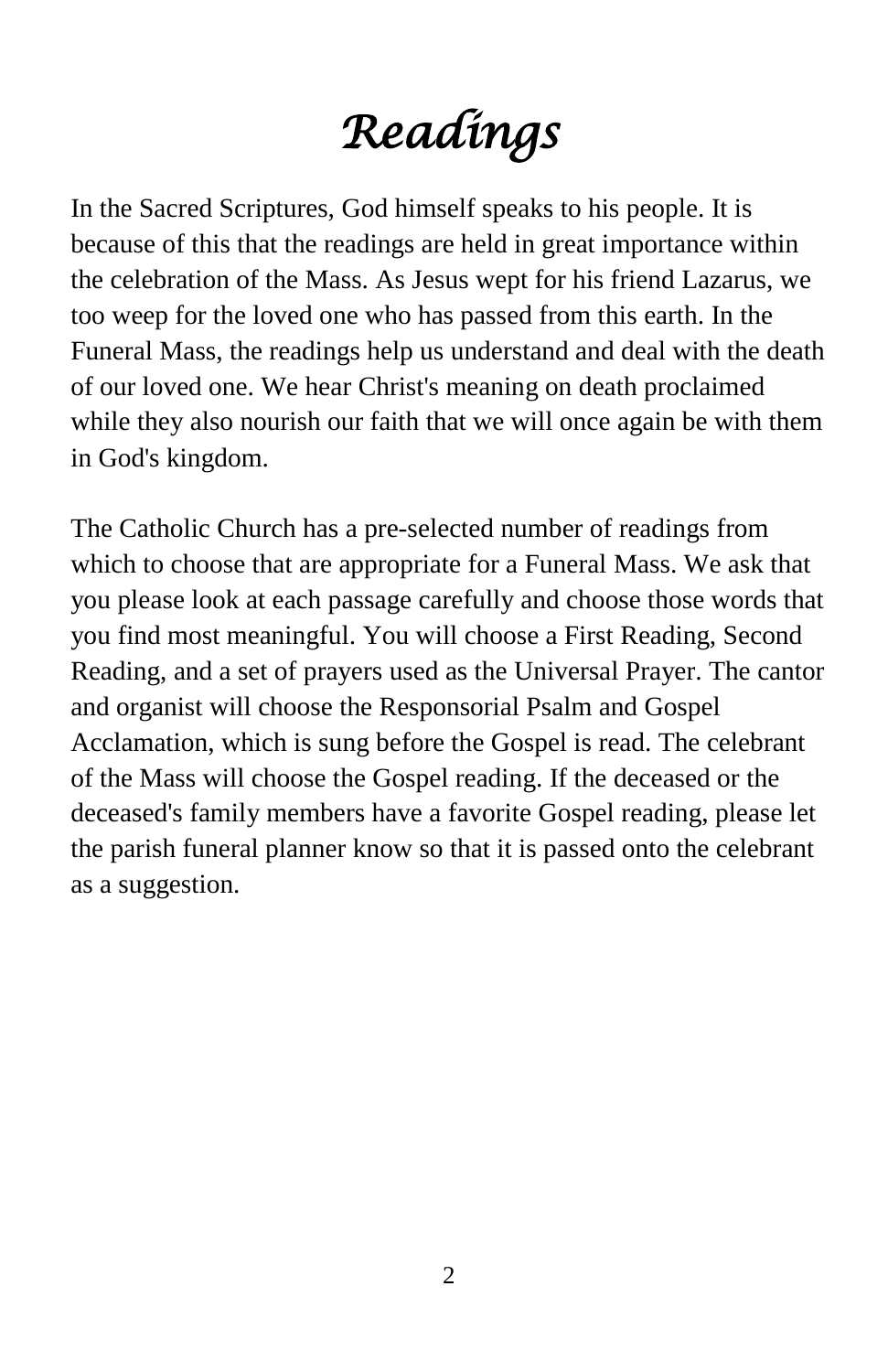# *Readings*

In the Sacred Scriptures, God himself speaks to his people. It is because of this that the readings are held in great importance within the celebration of the Mass. As Jesus wept for his friend Lazarus, we too weep for the loved one who has passed from this earth. In the Funeral Mass, the readings help us understand and deal with the death of our loved one. We hear Christ's meaning on death proclaimed while they also nourish our faith that we will once again be with them in God's kingdom.

The Catholic Church has a pre-selected number of readings from which to choose that are appropriate for a Funeral Mass. We ask that you please look at each passage carefully and choose those words that you find most meaningful. You will choose a First Reading, Second Reading, and a set of prayers used as the Universal Prayer. The cantor and organist will choose the Responsorial Psalm and Gospel Acclamation, which is sung before the Gospel is read. The celebrant of the Mass will choose the Gospel reading. If the deceased or the deceased's family members have a favorite Gospel reading, please let the parish funeral planner know so that it is passed onto the celebrant as a suggestion.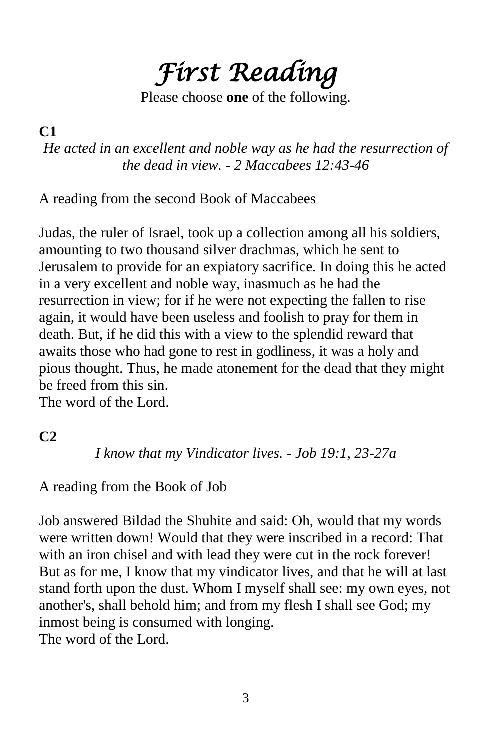# *First Reading*

Please choose **one** of the following.

**C1**

*He acted in an excellent and noble way as he had the resurrection of the dead in view. - 2 Maccabees 12:43-46*

A reading from the second Book of Maccabees

Judas, the ruler of Israel, took up a collection among all his soldiers, amounting to two thousand silver drachmas, which he sent to Jerusalem to provide for an expiatory sacrifice. In doing this he acted in a very excellent and noble way, inasmuch as he had the resurrection in view; for if he were not expecting the fallen to rise again, it would have been useless and foolish to pray for them in death. But, if he did this with a view to the splendid reward that awaits those who had gone to rest in godliness, it was a holy and pious thought. Thus, he made atonement for the dead that they might be freed from this sin.
The word of the Lord.

**C2**

*I know that my Vindicator lives. - Job 19:1, 23-27a*

A reading from the Book of Job

Job answered Bildad the Shuhite and said: Oh, would that my words were written down! Would that they were inscribed in a record: That with an iron chisel and with lead they were cut in the rock forever! But as for me, I know that my vindicator lives, and that he will at last stand forth upon the dust. Whom I myself shall see: my own eyes, not another's, shall behold him; and from my flesh I shall see God; my inmost being is consumed with longing.
The word of the Lord.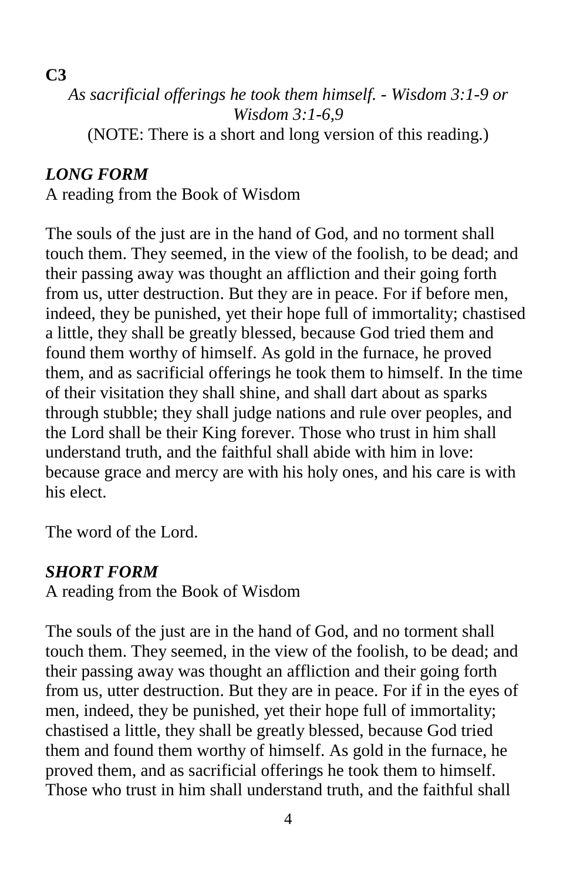**C3**

*As sacrificial offerings he took them himself. - Wisdom 3:1-9 or Wisdom 3:1-6,9*

(NOTE: There is a short and long version of this reading.)

***LONG FORM***

A reading from the Book of Wisdom

The souls of the just are in the hand of God, and no torment shall touch them. They seemed, in the view of the foolish, to be dead; and their passing away was thought an affliction and their going forth from us, utter destruction. But they are in peace. For if before men, indeed, they be punished, yet their hope full of immortality; chastised a little, they shall be greatly blessed, because God tried them and found them worthy of himself. As gold in the furnace, he proved them, and as sacrificial offerings he took them to himself. In the time of their visitation they shall shine, and shall dart about as sparks through stubble; they shall judge nations and rule over peoples, and the Lord shall be their King forever. Those who trust in him shall understand truth, and the faithful shall abide with him in love: because grace and mercy are with his holy ones, and his care is with his elect.

The word of the Lord.

***SHORT FORM***

A reading from the Book of Wisdom

The souls of the just are in the hand of God, and no torment shall touch them. They seemed, in the view of the foolish, to be dead; and their passing away was thought an affliction and their going forth from us, utter destruction. But they are in peace. For if in the eyes of men, indeed, they be punished, yet their hope full of immortality; chastised a little, they shall be greatly blessed, because God tried them and found them worthy of himself. As gold in the furnace, he proved them, and as sacrificial offerings he took them to himself. Those who trust in him shall understand truth, and the faithful shall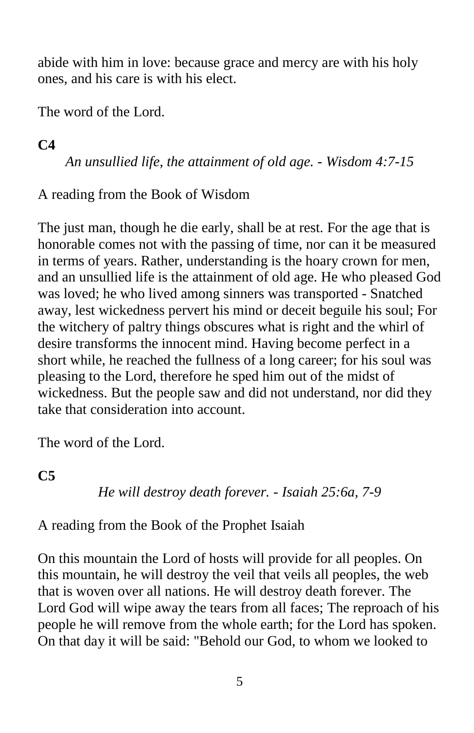abide with him in love: because grace and mercy are with his holy ones, and his care is with his elect.

The word of the Lord.

**C4**

*An unsullied life, the attainment of old age. - Wisdom 4:7-15*

A reading from the Book of Wisdom

The just man, though he die early, shall be at rest. For the age that is honorable comes not with the passing of time, nor can it be measured in terms of years. Rather, understanding is the hoary crown for men, and an unsullied life is the attainment of old age. He who pleased God was loved; he who lived among sinners was transported - Snatched away, lest wickedness pervert his mind or deceit beguile his soul; For the witchery of paltry things obscures what is right and the whirl of desire transforms the innocent mind. Having become perfect in a short while, he reached the fullness of a long career; for his soul was pleasing to the Lord, therefore he sped him out of the midst of wickedness. But the people saw and did not understand, nor did they take that consideration into account.

The word of the Lord.

**C5**

*He will destroy death forever. - Isaiah 25:6a, 7-9*

A reading from the Book of the Prophet Isaiah

On this mountain the Lord of hosts will provide for all peoples. On this mountain, he will destroy the veil that veils all peoples, the web that is woven over all nations. He will destroy death forever. The Lord God will wipe away the tears from all faces; The reproach of his people he will remove from the whole earth; for the Lord has spoken. On that day it will be said: "Behold our God, to whom we looked to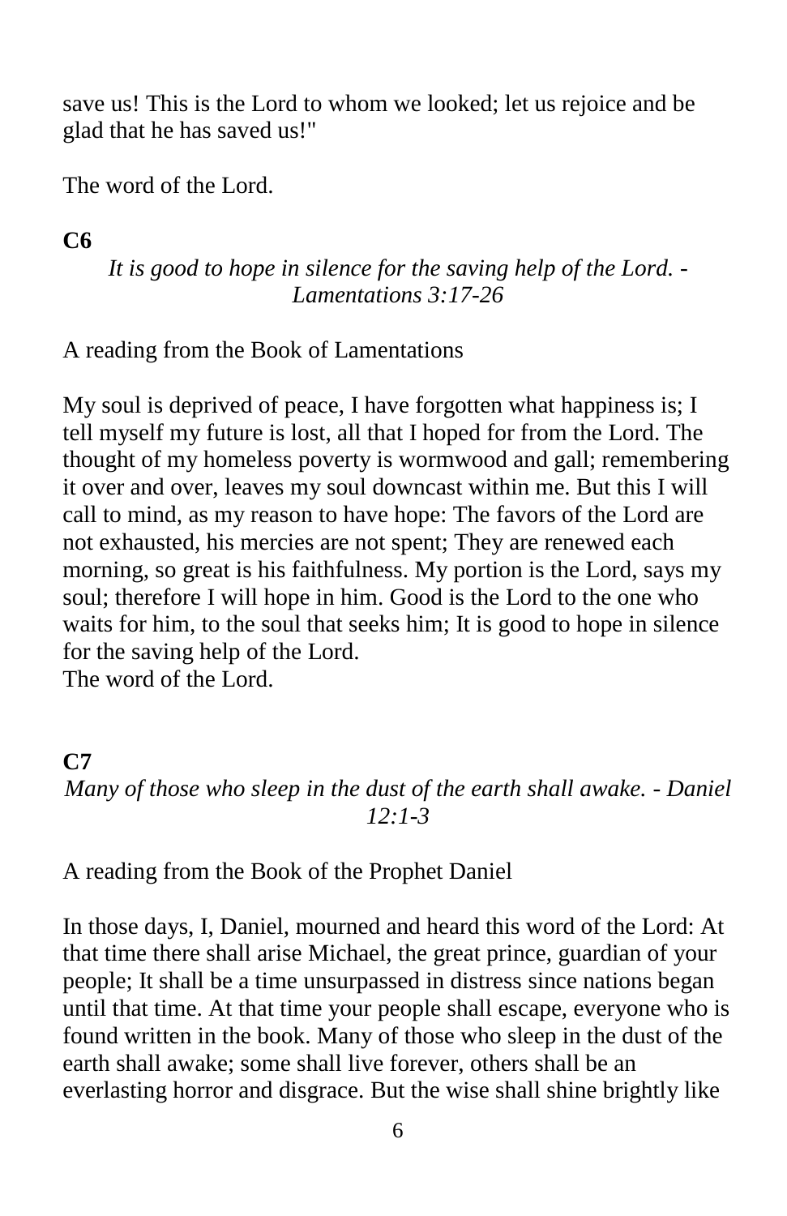save us! This is the Lord to whom we looked; let us rejoice and be glad that he has saved us!"

The word of the Lord.

**C6**

*It is good to hope in silence for the saving help of the Lord. - Lamentations 3:17-26*

A reading from the Book of Lamentations

My soul is deprived of peace, I have forgotten what happiness is; I tell myself my future is lost, all that I hoped for from the Lord. The thought of my homeless poverty is wormwood and gall; remembering it over and over, leaves my soul downcast within me. But this I will call to mind, as my reason to have hope: The favors of the Lord are not exhausted, his mercies are not spent; They are renewed each morning, so great is his faithfulness. My portion is the Lord, says my soul; therefore I will hope in him. Good is the Lord to the one who waits for him, to the soul that seeks him; It is good to hope in silence for the saving help of the Lord.
The word of the Lord.

**C7**

*Many of those who sleep in the dust of the earth shall awake. - Daniel 12:1-3*

A reading from the Book of the Prophet Daniel

In those days, I, Daniel, mourned and heard this word of the Lord: At that time there shall arise Michael, the great prince, guardian of your people; It shall be a time unsurpassed in distress since nations began until that time. At that time your people shall escape, everyone who is found written in the book. Many of those who sleep in the dust of the earth shall awake; some shall live forever, others shall be an everlasting horror and disgrace. But the wise shall shine brightly like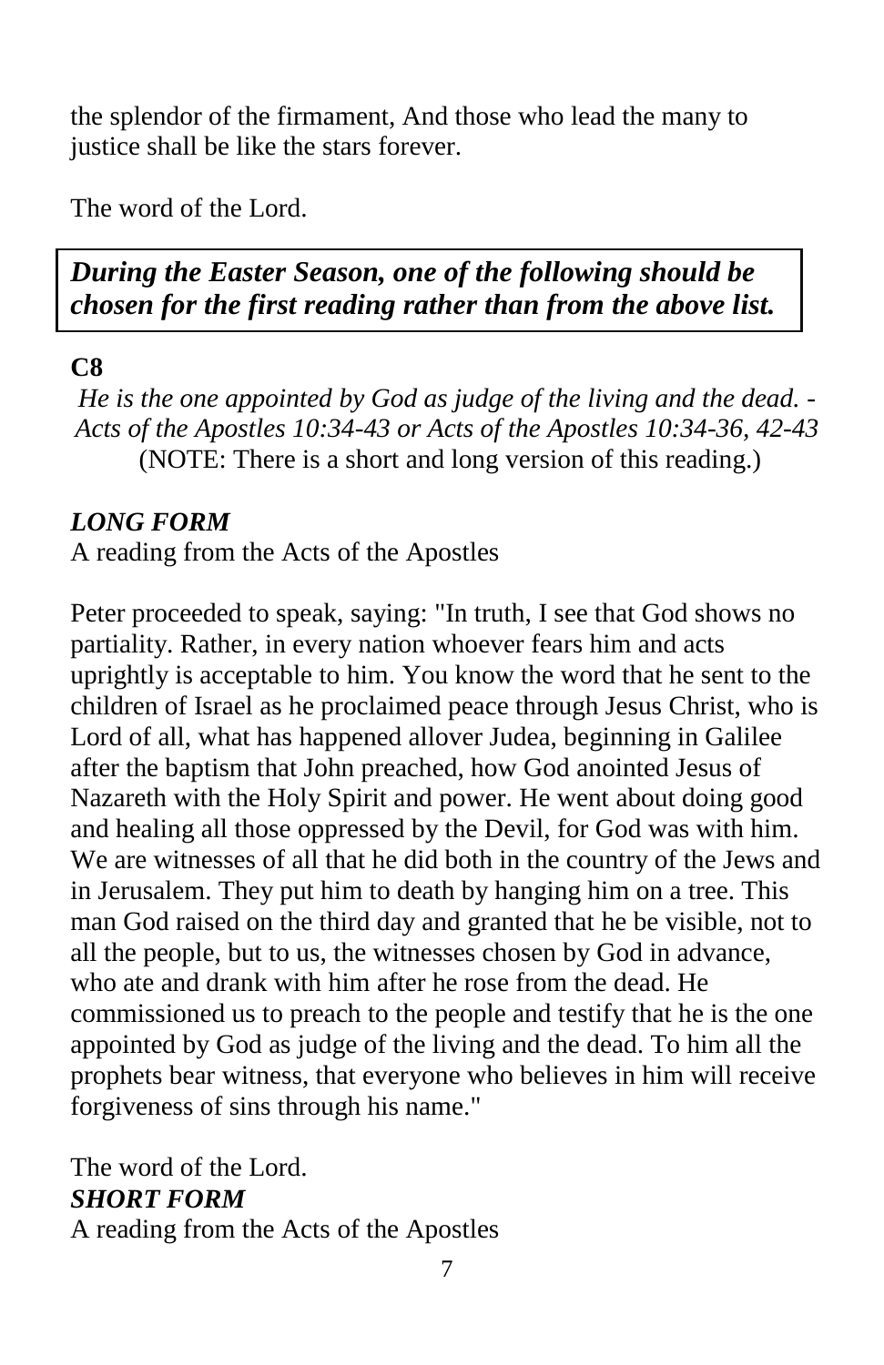the splendor of the firmament, And those who lead the many to justice shall be like the stars forever.

The word of the Lord.

***During the Easter Season, one of the following should be chosen for the first reading rather than from the above list.***

**C8**

*He is the one appointed by God as judge of the living and the dead. - Acts of the Apostles 10:34-43 or Acts of the Apostles 10:34-36, 42-43*
(NOTE: There is a short and long version of this reading.)

***LONG FORM***

A reading from the Acts of the Apostles

Peter proceeded to speak, saying: "In truth, I see that God shows no partiality. Rather, in every nation whoever fears him and acts uprightly is acceptable to him. You know the word that he sent to the children of Israel as he proclaimed peace through Jesus Christ, who is Lord of all, what has happened allover Judea, beginning in Galilee after the baptism that John preached, how God anointed Jesus of Nazareth with the Holy Spirit and power. He went about doing good and healing all those oppressed by the Devil, for God was with him. We are witnesses of all that he did both in the country of the Jews and in Jerusalem. They put him to death by hanging him on a tree. This man God raised on the third day and granted that he be visible, not to all the people, but to us, the witnesses chosen by God in advance, who ate and drank with him after he rose from the dead. He commissioned us to preach to the people and testify that he is the one appointed by God as judge of the living and the dead. To him all the prophets bear witness, that everyone who believes in him will receive forgiveness of sins through his name."

The word of the Lord.

***SHORT FORM***

A reading from the Acts of the Apostles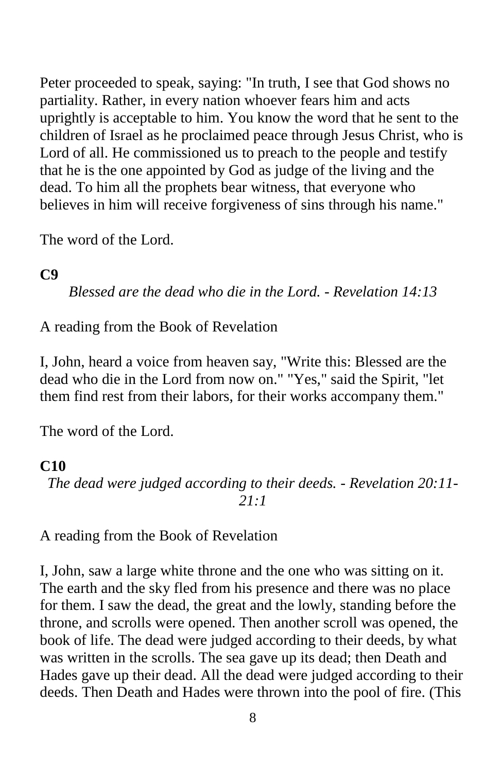Peter proceeded to speak, saying: "In truth, I see that God shows no partiality. Rather, in every nation whoever fears him and acts uprightly is acceptable to him. You know the word that he sent to the children of Israel as he proclaimed peace through Jesus Christ, who is Lord of all. He commissioned us to preach to the people and testify that he is the one appointed by God as judge of the living and the dead. To him all the prophets bear witness, that everyone who believes in him will receive forgiveness of sins through his name."

The word of the Lord.

**C9**

*Blessed are the dead who die in the Lord. - Revelation 14:13*

A reading from the Book of Revelation

I, John, heard a voice from heaven say, "Write this: Blessed are the dead who die in the Lord from now on." "Yes," said the Spirit, "let them find rest from their labors, for their works accompany them."

The word of the Lord.

**C10**

*The dead were judged according to their deeds. - Revelation 20:11-21:1*

A reading from the Book of Revelation

I, John, saw a large white throne and the one who was sitting on it. The earth and the sky fled from his presence and there was no place for them. I saw the dead, the great and the lowly, standing before the throne, and scrolls were opened. Then another scroll was opened, the book of life. The dead were judged according to their deeds, by what was written in the scrolls. The sea gave up its dead; then Death and Hades gave up their dead. All the dead were judged according to their deeds. Then Death and Hades were thrown into the pool of fire. (This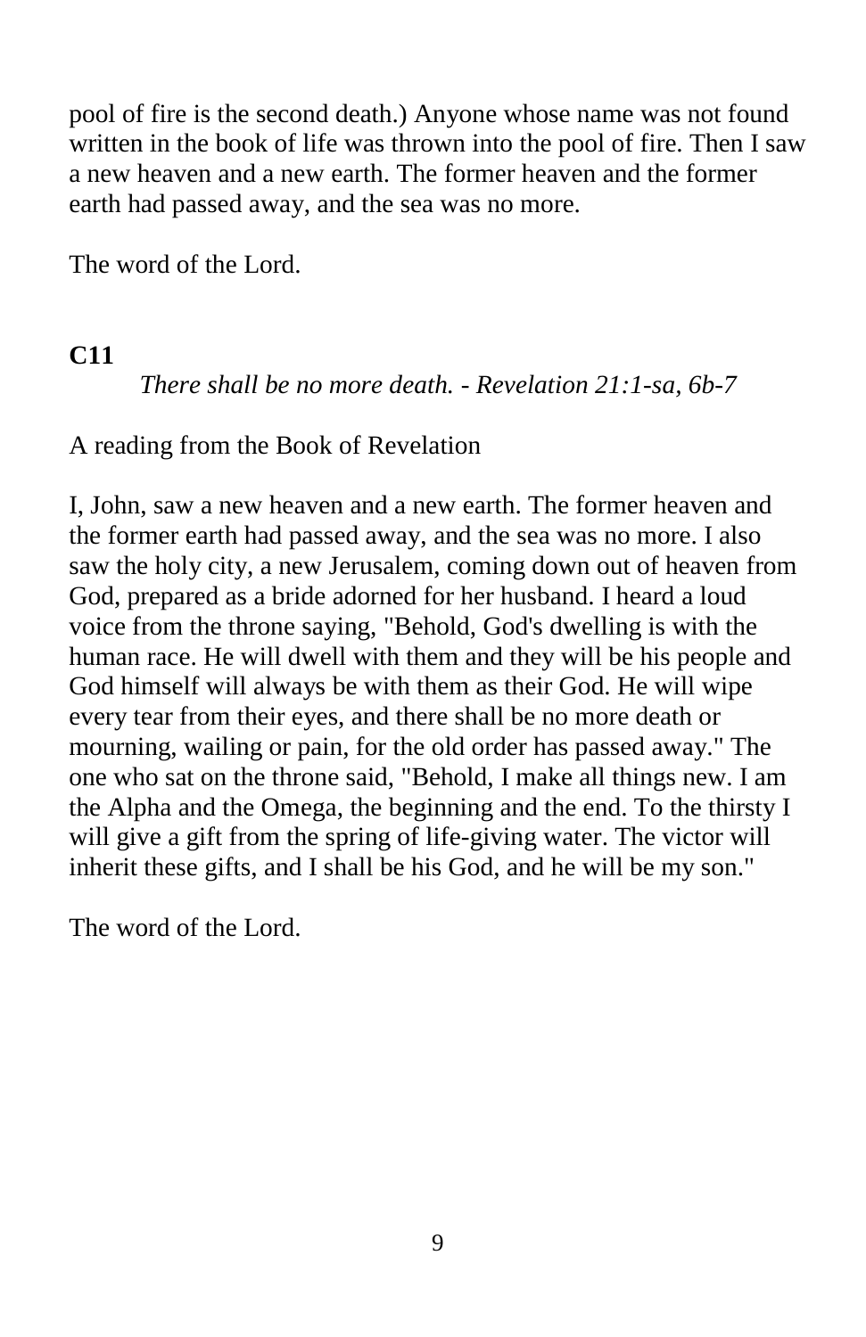pool of fire is the second death.) Anyone whose name was not found written in the book of life was thrown into the pool of fire. Then I saw a new heaven and a new earth. The former heaven and the former earth had passed away, and the sea was no more.

The word of the Lord.

**C11**

*There shall be no more death. - Revelation 21:1-sa, 6b-7*

A reading from the Book of Revelation

I, John, saw a new heaven and a new earth. The former heaven and the former earth had passed away, and the sea was no more. I also saw the holy city, a new Jerusalem, coming down out of heaven from God, prepared as a bride adorned for her husband. I heard a loud voice from the throne saying, "Behold, God's dwelling is with the human race. He will dwell with them and they will be his people and God himself will always be with them as their God. He will wipe every tear from their eyes, and there shall be no more death or mourning, wailing or pain, for the old order has passed away." The one who sat on the throne said, "Behold, I make all things new. I am the Alpha and the Omega, the beginning and the end. To the thirsty I will give a gift from the spring of life-giving water. The victor will inherit these gifts, and I shall be his God, and he will be my son."

The word of the Lord.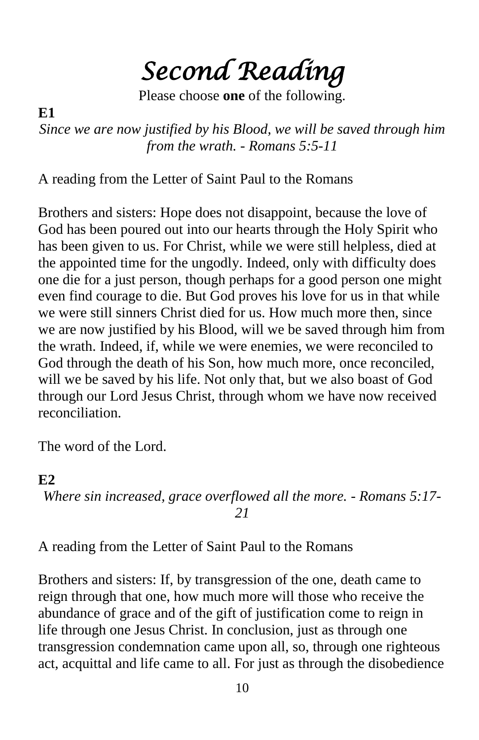# *Second Reading*

Please choose **one** of the following.

**E1**

*Since we are now justified by his Blood, we will be saved through him from the wrath. - Romans 5:5-11*

A reading from the Letter of Saint Paul to the Romans

Brothers and sisters: Hope does not disappoint, because the love of God has been poured out into our hearts through the Holy Spirit who has been given to us. For Christ, while we were still helpless, died at the appointed time for the ungodly. Indeed, only with difficulty does one die for a just person, though perhaps for a good person one might even find courage to die. But God proves his love for us in that while we were still sinners Christ died for us. How much more then, since we are now justified by his Blood, will we be saved through him from the wrath. Indeed, if, while we were enemies, we were reconciled to God through the death of his Son, how much more, once reconciled, will we be saved by his life. Not only that, but we also boast of God through our Lord Jesus Christ, through whom we have now received reconciliation.

The word of the Lord.

**E2**

*Where sin increased, grace overflowed all the more. - Romans 5:17-21*

A reading from the Letter of Saint Paul to the Romans

Brothers and sisters: If, by transgression of the one, death came to reign through that one, how much more will those who receive the abundance of grace and of the gift of justification come to reign in life through one Jesus Christ. In conclusion, just as through one transgression condemnation came upon all, so, through one righteous act, acquittal and life came to all. For just as through the disobedience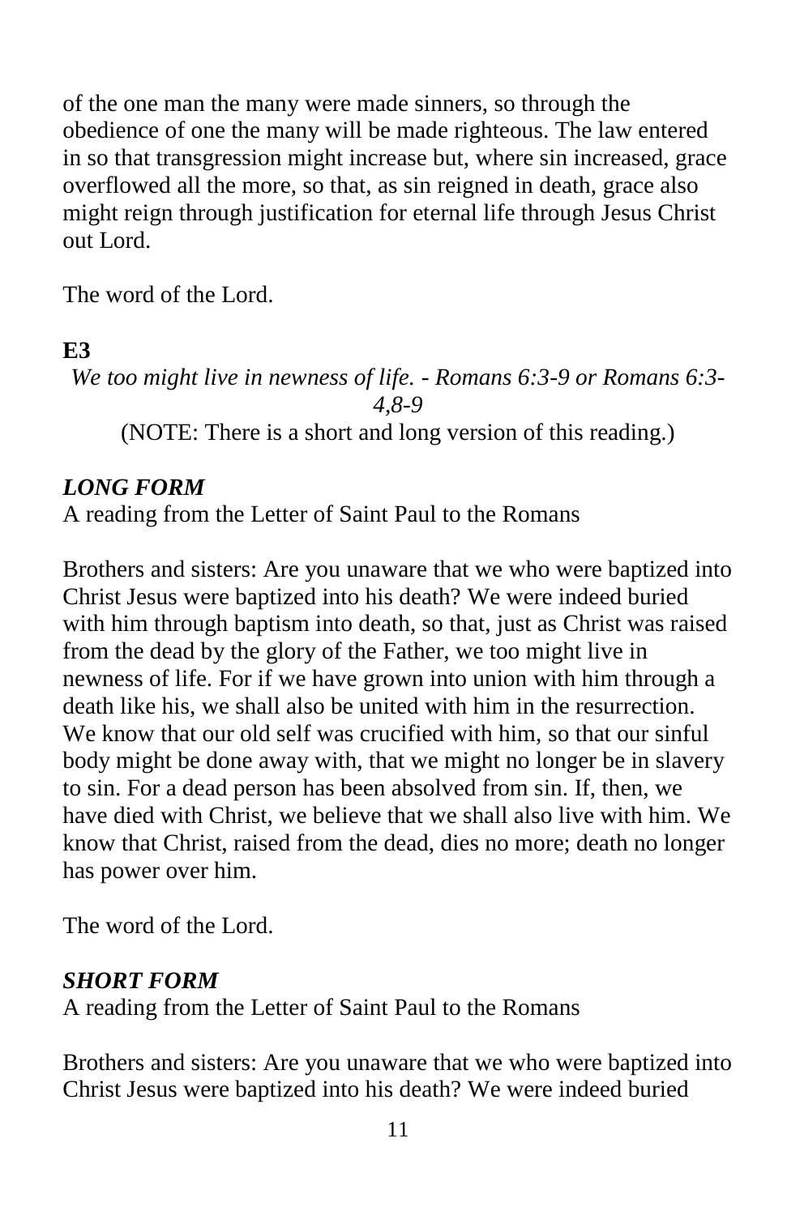of the one man the many were made sinners, so through the obedience of one the many will be made righteous. The law entered in so that transgression might increase but, where sin increased, grace overflowed all the more, so that, as sin reigned in death, grace also might reign through justification for eternal life through Jesus Christ out Lord.

The word of the Lord.

**E3**

*We too might live in newness of life. - Romans 6:3-9 or Romans 6:3-4,8-9*

(NOTE: There is a short and long version of this reading.)

***LONG FORM***

A reading from the Letter of Saint Paul to the Romans

Brothers and sisters: Are you unaware that we who were baptized into Christ Jesus were baptized into his death? We were indeed buried with him through baptism into death, so that, just as Christ was raised from the dead by the glory of the Father, we too might live in newness of life. For if we have grown into union with him through a death like his, we shall also be united with him in the resurrection. We know that our old self was crucified with him, so that our sinful body might be done away with, that we might no longer be in slavery to sin. For a dead person has been absolved from sin. If, then, we have died with Christ, we believe that we shall also live with him. We know that Christ, raised from the dead, dies no more; death no longer has power over him.

The word of the Lord.

***SHORT FORM***

A reading from the Letter of Saint Paul to the Romans

Brothers and sisters: Are you unaware that we who were baptized into Christ Jesus were baptized into his death? We were indeed buried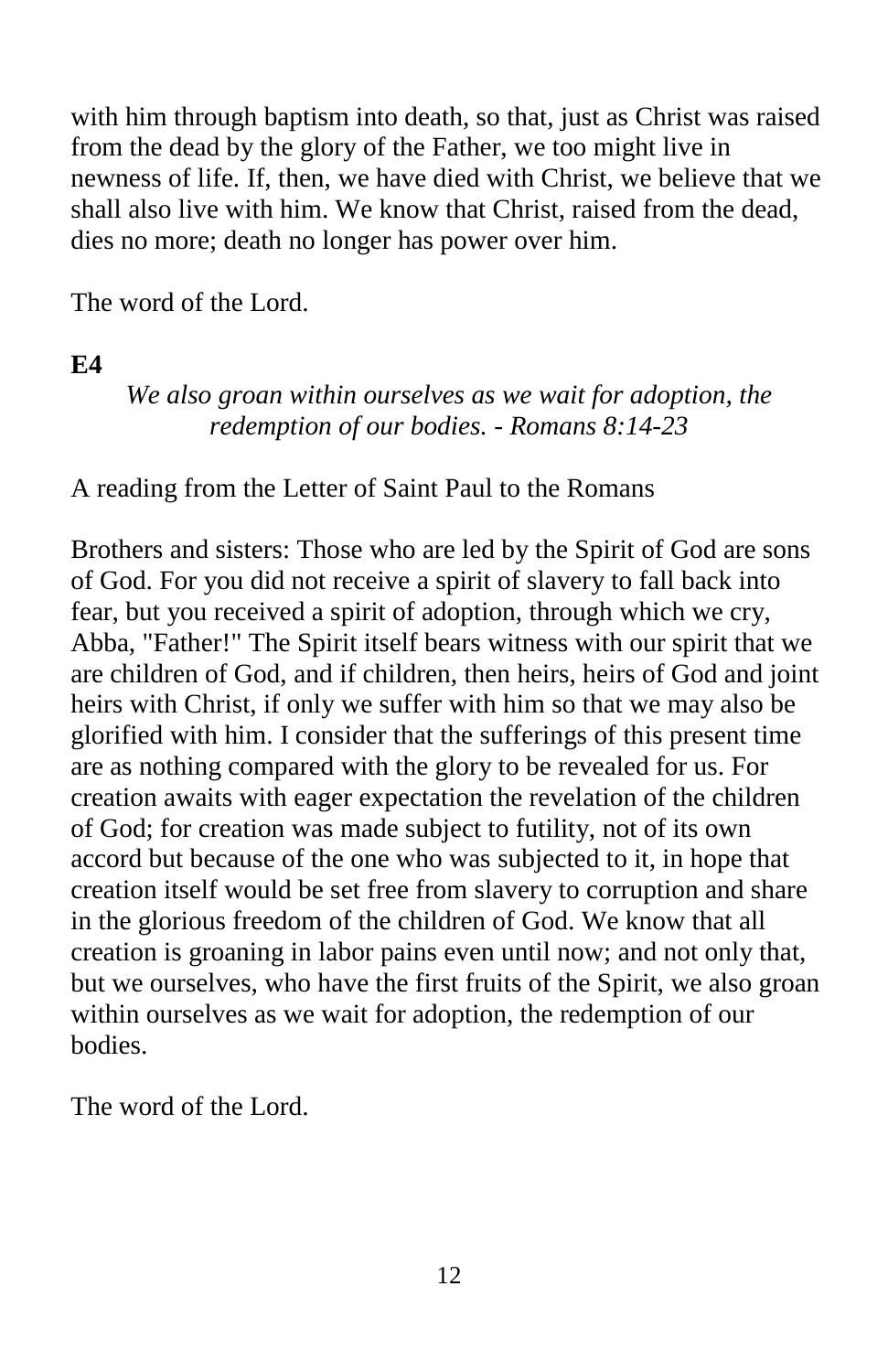with him through baptism into death, so that, just as Christ was raised from the dead by the glory of the Father, we too might live in newness of life. If, then, we have died with Christ, we believe that we shall also live with him. We know that Christ, raised from the dead, dies no more; death no longer has power over him.

The word of the Lord.

**E4**

*We also groan within ourselves as we wait for adoption, the redemption of our bodies. - Romans 8:14-23*

A reading from the Letter of Saint Paul to the Romans

Brothers and sisters: Those who are led by the Spirit of God are sons of God. For you did not receive a spirit of slavery to fall back into fear, but you received a spirit of adoption, through which we cry, Abba, "Father!" The Spirit itself bears witness with our spirit that we are children of God, and if children, then heirs, heirs of God and joint heirs with Christ, if only we suffer with him so that we may also be glorified with him. I consider that the sufferings of this present time are as nothing compared with the glory to be revealed for us. For creation awaits with eager expectation the revelation of the children of God; for creation was made subject to futility, not of its own accord but because of the one who was subjected to it, in hope that creation itself would be set free from slavery to corruption and share in the glorious freedom of the children of God. We know that all creation is groaning in labor pains even until now; and not only that, but we ourselves, who have the first fruits of the Spirit, we also groan within ourselves as we wait for adoption, the redemption of our bodies.

The word of the Lord.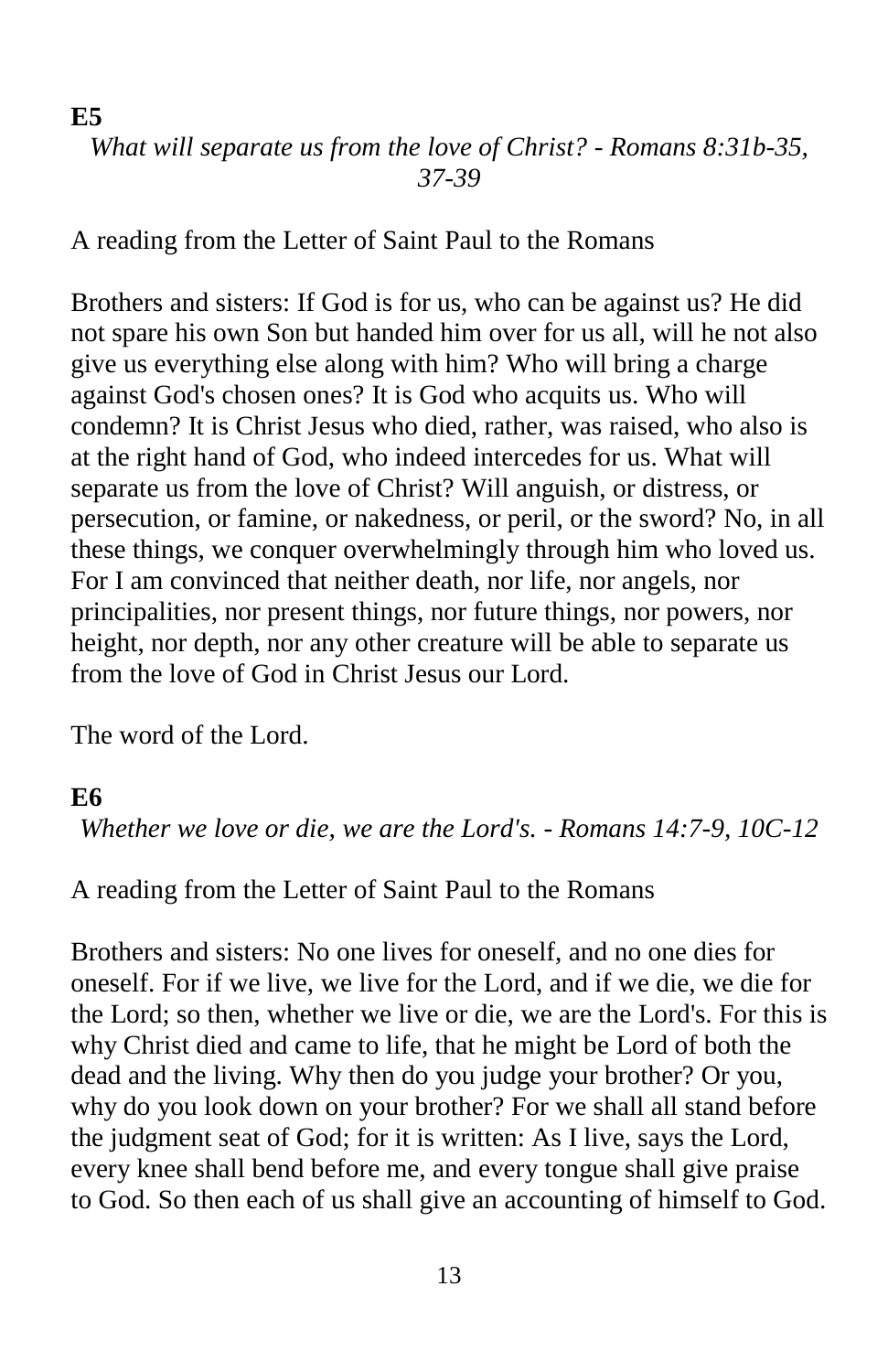**E5**

*What will separate us from the love of Christ? - Romans 8:31b-35, 37-39*

A reading from the Letter of Saint Paul to the Romans

Brothers and sisters: If God is for us, who can be against us? He did not spare his own Son but handed him over for us all, will he not also give us everything else along with him? Who will bring a charge against God's chosen ones? It is God who acquits us. Who will condemn? It is Christ Jesus who died, rather, was raised, who also is at the right hand of God, who indeed intercedes for us. What will separate us from the love of Christ? Will anguish, or distress, or persecution, or famine, or nakedness, or peril, or the sword? No, in all these things, we conquer overwhelmingly through him who loved us. For I am convinced that neither death, nor life, nor angels, nor principalities, nor present things, nor future things, nor powers, nor height, nor depth, nor any other creature will be able to separate us from the love of God in Christ Jesus our Lord.

The word of the Lord.

**E6**

*Whether we love or die, we are the Lord's. - Romans 14:7-9, 10C-12*

A reading from the Letter of Saint Paul to the Romans

Brothers and sisters: No one lives for oneself, and no one dies for oneself. For if we live, we live for the Lord, and if we die, we die for the Lord; so then, whether we live or die, we are the Lord's. For this is why Christ died and came to life, that he might be Lord of both the dead and the living. Why then do you judge your brother? Or you, why do you look down on your brother? For we shall all stand before the judgment seat of God; for it is written: As I live, says the Lord, every knee shall bend before me, and every tongue shall give praise to God. So then each of us shall give an accounting of himself to God.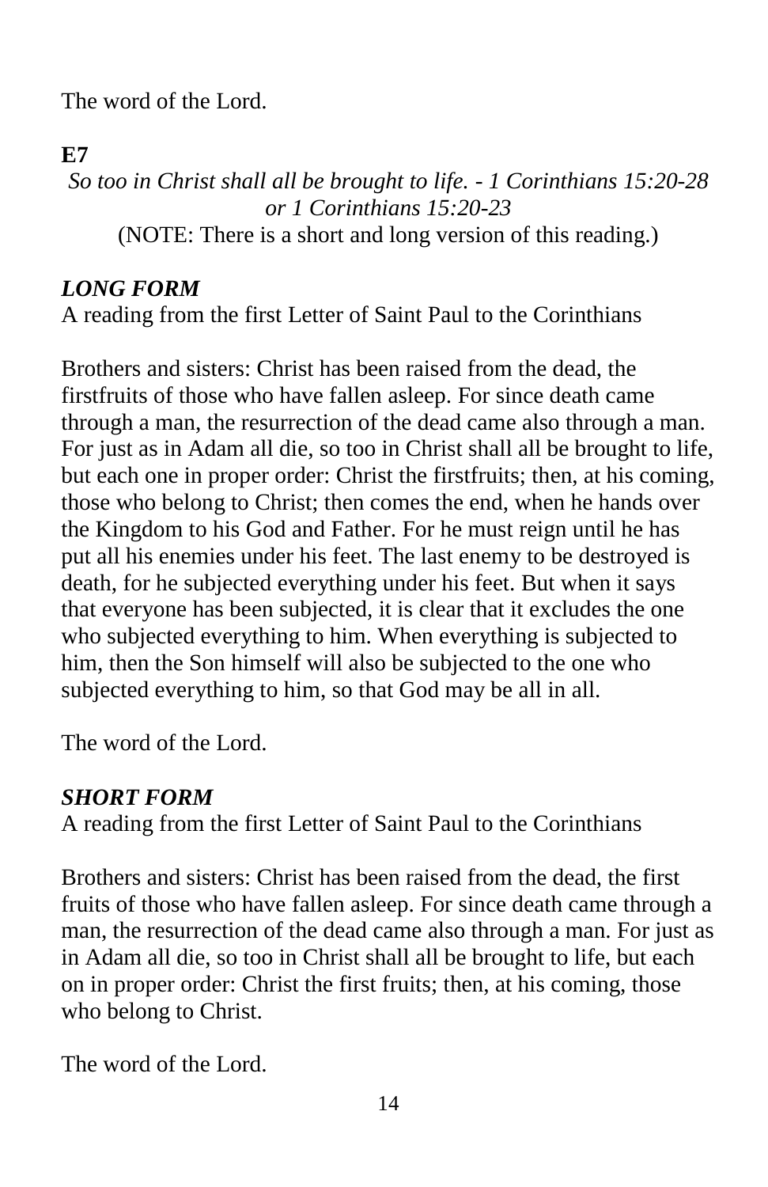The word of the Lord.

**E7**

*So too in Christ shall all be brought to life. - 1 Corinthians 15:20-28 or 1 Corinthians 15:20-23*

(NOTE: There is a short and long version of this reading.)

***LONG FORM***

A reading from the first Letter of Saint Paul to the Corinthians

Brothers and sisters: Christ has been raised from the dead, the firstfruits of those who have fallen asleep. For since death came through a man, the resurrection of the dead came also through a man. For just as in Adam all die, so too in Christ shall all be brought to life, but each one in proper order: Christ the firstfruits; then, at his coming, those who belong to Christ; then comes the end, when he hands over the Kingdom to his God and Father. For he must reign until he has put all his enemies under his feet. The last enemy to be destroyed is death, for he subjected everything under his feet. But when it says that everyone has been subjected, it is clear that it excludes the one who subjected everything to him. When everything is subjected to him, then the Son himself will also be subjected to the one who subjected everything to him, so that God may be all in all.

The word of the Lord.

***SHORT FORM***

A reading from the first Letter of Saint Paul to the Corinthians

Brothers and sisters: Christ has been raised from the dead, the first fruits of those who have fallen asleep. For since death came through a man, the resurrection of the dead came also through a man. For just as in Adam all die, so too in Christ shall all be brought to life, but each on in proper order: Christ the first fruits; then, at his coming, those who belong to Christ.

The word of the Lord.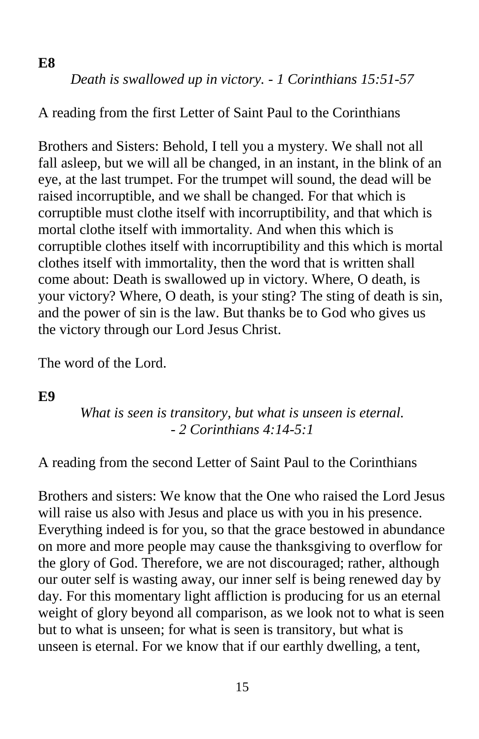**E8**

*Death is swallowed up in victory. - 1 Corinthians 15:51-57*

A reading from the first Letter of Saint Paul to the Corinthians

Brothers and Sisters: Behold, I tell you a mystery. We shall not all fall asleep, but we will all be changed, in an instant, in the blink of an eye, at the last trumpet. For the trumpet will sound, the dead will be raised incorruptible, and we shall be changed. For that which is corruptible must clothe itself with incorruptibility, and that which is mortal clothe itself with immortality. And when this which is corruptible clothes itself with incorruptibility and this which is mortal clothes itself with immortality, then the word that is written shall come about: Death is swallowed up in victory. Where, O death, is your victory? Where, O death, is your sting? The sting of death is sin, and the power of sin is the law. But thanks be to God who gives us the victory through our Lord Jesus Christ.

The word of the Lord.

**E9**

*What is seen is transitory, but what is unseen is eternal. - 2 Corinthians 4:14-5:1*

A reading from the second Letter of Saint Paul to the Corinthians

Brothers and sisters: We know that the One who raised the Lord Jesus will raise us also with Jesus and place us with you in his presence. Everything indeed is for you, so that the grace bestowed in abundance on more and more people may cause the thanksgiving to overflow for the glory of God. Therefore, we are not discouraged; rather, although our outer self is wasting away, our inner self is being renewed day by day. For this momentary light affliction is producing for us an eternal weight of glory beyond all comparison, as we look not to what is seen but to what is unseen; for what is seen is transitory, but what is unseen is eternal. For we know that if our earthly dwelling, a tent,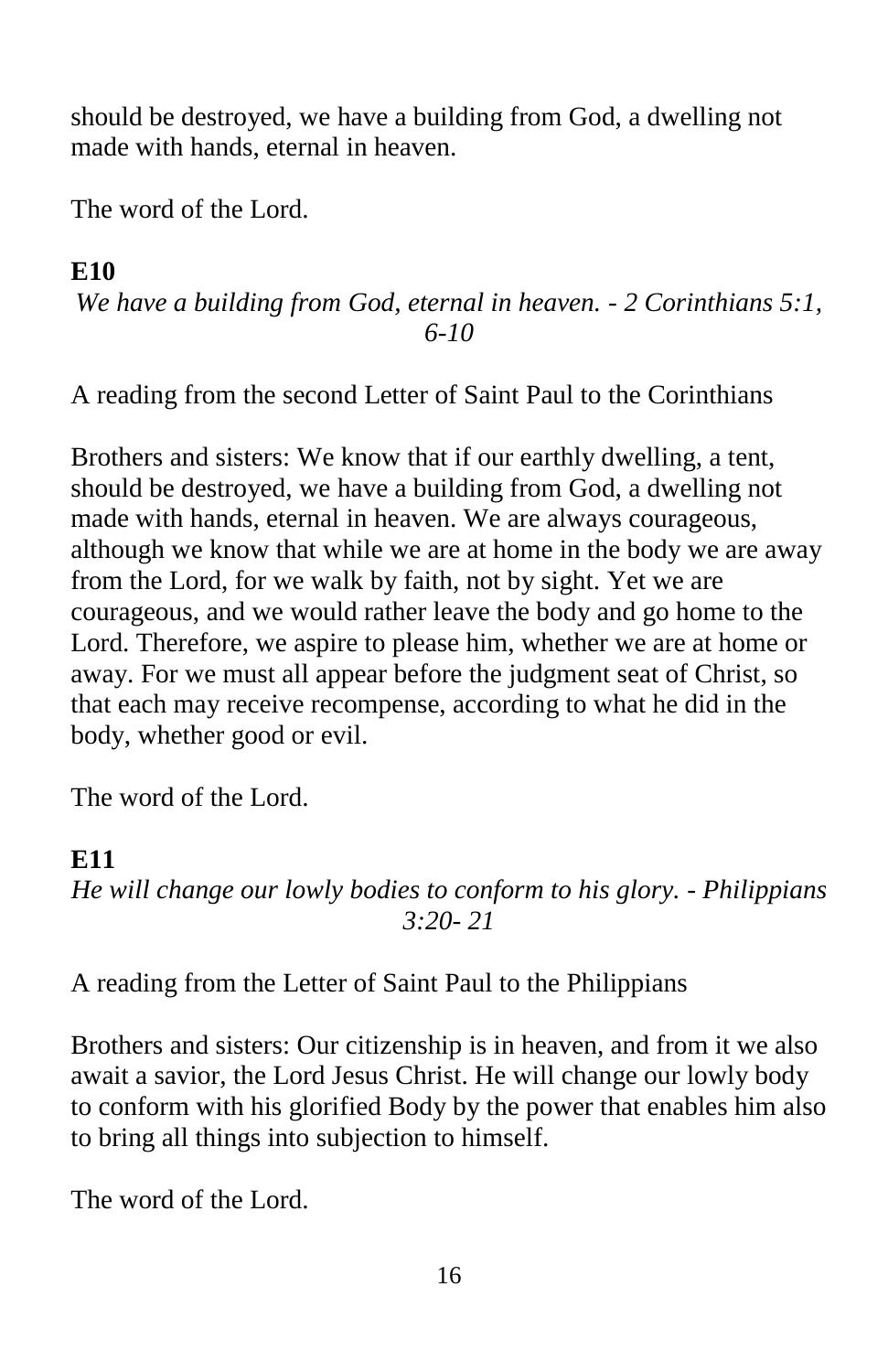should be destroyed, we have a building from God, a dwelling not made with hands, eternal in heaven.

The word of the Lord.

**E10**

*We have a building from God, eternal in heaven. - 2 Corinthians 5:1, 6-10*

A reading from the second Letter of Saint Paul to the Corinthians

Brothers and sisters: We know that if our earthly dwelling, a tent, should be destroyed, we have a building from God, a dwelling not made with hands, eternal in heaven. We are always courageous, although we know that while we are at home in the body we are away from the Lord, for we walk by faith, not by sight. Yet we are courageous, and we would rather leave the body and go home to the Lord. Therefore, we aspire to please him, whether we are at home or away. For we must all appear before the judgment seat of Christ, so that each may receive recompense, according to what he did in the body, whether good or evil.

The word of the Lord.

**E11**

*He will change our lowly bodies to conform to his glory. - Philippians 3:20- 21*

A reading from the Letter of Saint Paul to the Philippians

Brothers and sisters: Our citizenship is in heaven, and from it we also await a savior, the Lord Jesus Christ. He will change our lowly body to conform with his glorified Body by the power that enables him also to bring all things into subjection to himself.

The word of the Lord.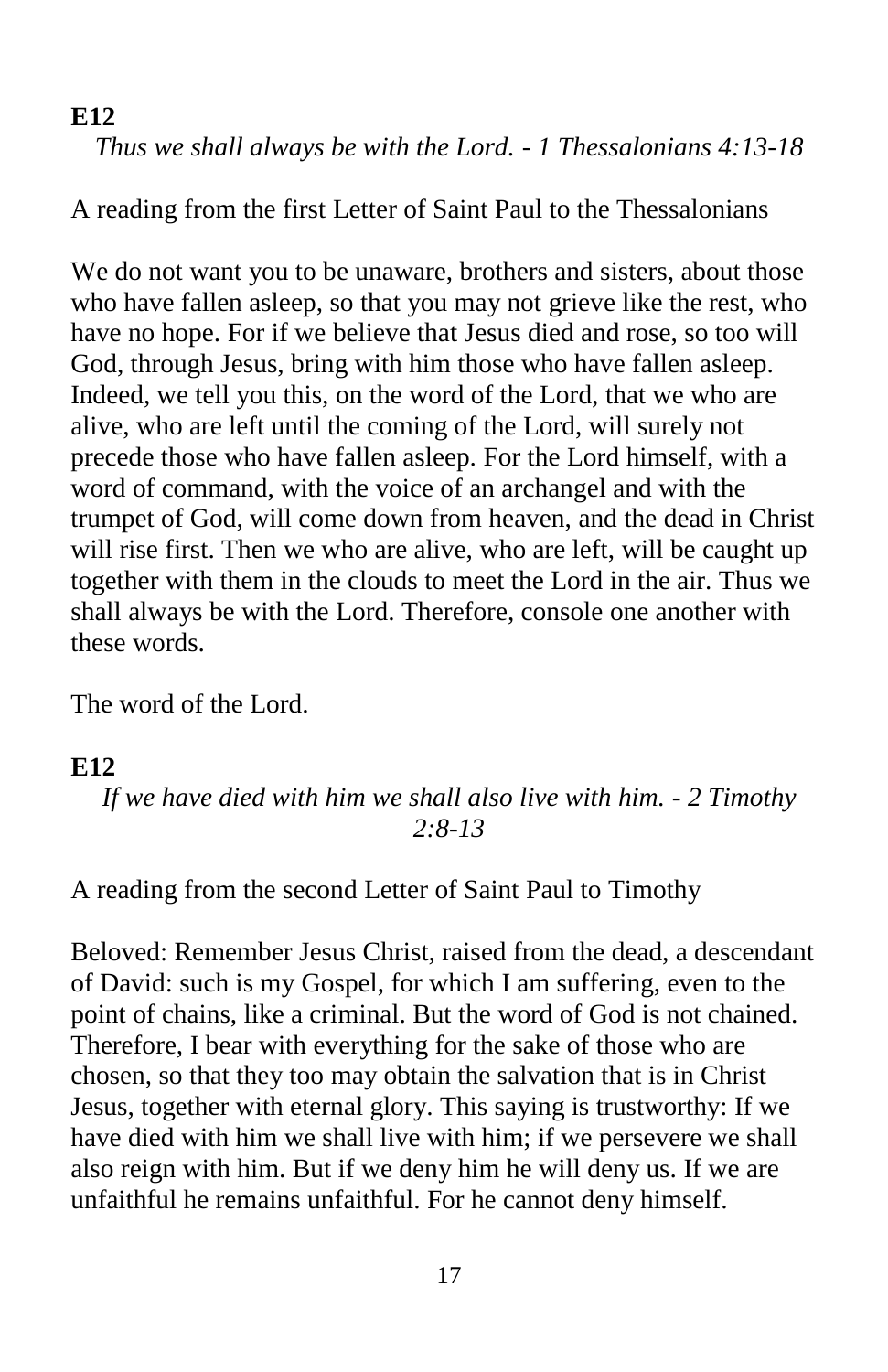**E12**

*Thus we shall always be with the Lord. - 1 Thessalonians 4:13-18*

A reading from the first Letter of Saint Paul to the Thessalonians

We do not want you to be unaware, brothers and sisters, about those who have fallen asleep, so that you may not grieve like the rest, who have no hope. For if we believe that Jesus died and rose, so too will God, through Jesus, bring with him those who have fallen asleep. Indeed, we tell you this, on the word of the Lord, that we who are alive, who are left until the coming of the Lord, will surely not precede those who have fallen asleep. For the Lord himself, with a word of command, with the voice of an archangel and with the trumpet of God, will come down from heaven, and the dead in Christ will rise first. Then we who are alive, who are left, will be caught up together with them in the clouds to meet the Lord in the air. Thus we shall always be with the Lord. Therefore, console one another with these words.

The word of the Lord.

**E12**

*If we have died with him we shall also live with him. - 2 Timothy 2:8-13*

A reading from the second Letter of Saint Paul to Timothy

Beloved: Remember Jesus Christ, raised from the dead, a descendant of David: such is my Gospel, for which I am suffering, even to the point of chains, like a criminal. But the word of God is not chained. Therefore, I bear with everything for the sake of those who are chosen, so that they too may obtain the salvation that is in Christ Jesus, together with eternal glory. This saying is trustworthy: If we have died with him we shall live with him; if we persevere we shall also reign with him. But if we deny him he will deny us. If we are unfaithful he remains unfaithful. For he cannot deny himself.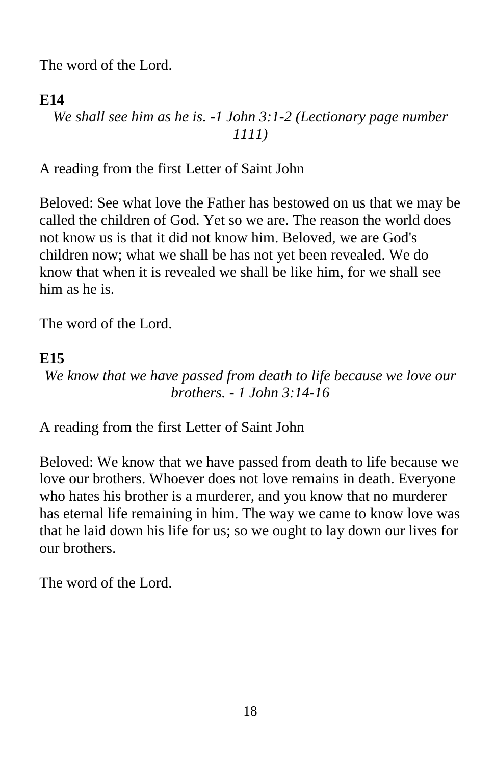The word of the Lord.

**E14**

*We shall see him as he is. -1 John 3:1-2 (Lectionary page number 1111)*

A reading from the first Letter of Saint John

Beloved: See what love the Father has bestowed on us that we may be called the children of God. Yet so we are. The reason the world does not know us is that it did not know him. Beloved, we are God's children now; what we shall be has not yet been revealed. We do know that when it is revealed we shall be like him, for we shall see him as he is.

The word of the Lord.

**E15**

*We know that we have passed from death to life because we love our brothers. - 1 John 3:14-16*

A reading from the first Letter of Saint John

Beloved: We know that we have passed from death to life because we love our brothers. Whoever does not love remains in death. Everyone who hates his brother is a murderer, and you know that no murderer has eternal life remaining in him. The way we came to know love was that he laid down his life for us; so we ought to lay down our lives for our brothers.

The word of the Lord.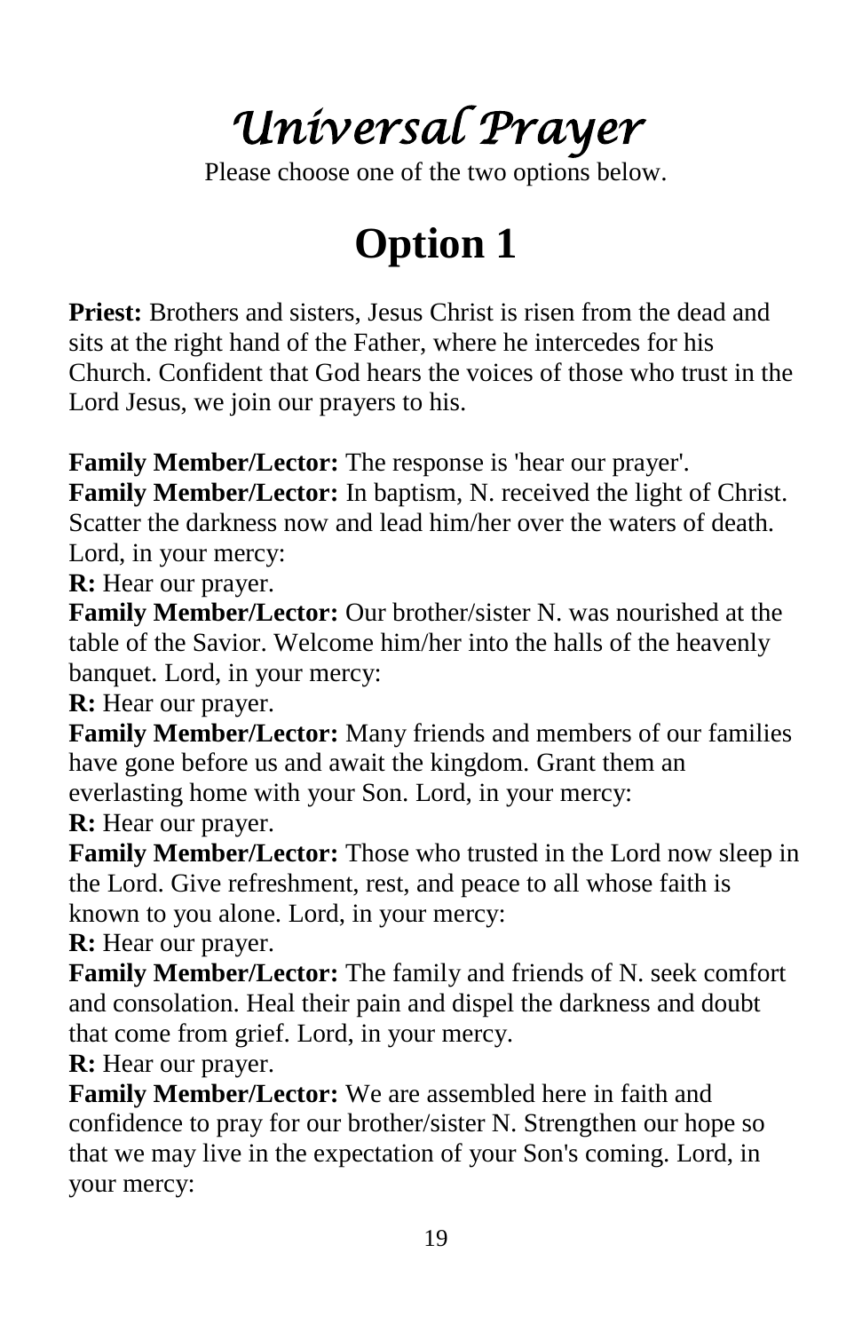# *Universal Prayer*

Please choose one of the two options below.

## Option 1

**Priest:** Brothers and sisters, Jesus Christ is risen from the dead and sits at the right hand of the Father, where he intercedes for his Church. Confident that God hears the voices of those who trust in the Lord Jesus, we join our prayers to his.

**Family Member/Lector:** The response is 'hear our prayer'.
**Family Member/Lector:** In baptism, N. received the light of Christ. Scatter the darkness now and lead him/her over the waters of death. Lord, in your mercy:
**R:** Hear our prayer.
**Family Member/Lector:** Our brother/sister N. was nourished at the table of the Savior. Welcome him/her into the halls of the heavenly banquet. Lord, in your mercy:
**R:** Hear our prayer.
**Family Member/Lector:** Many friends and members of our families have gone before us and await the kingdom. Grant them an everlasting home with your Son. Lord, in your mercy:
**R:** Hear our prayer.
**Family Member/Lector:** Those who trusted in the Lord now sleep in the Lord. Give refreshment, rest, and peace to all whose faith is known to you alone. Lord, in your mercy:
**R:** Hear our prayer.
**Family Member/Lector:** The family and friends of N. seek comfort and consolation. Heal their pain and dispel the darkness and doubt that come from grief. Lord, in your mercy.
**R:** Hear our prayer.
**Family Member/Lector:** We are assembled here in faith and confidence to pray for our brother/sister N. Strengthen our hope so that we may live in the expectation of your Son's coming. Lord, in your mercy: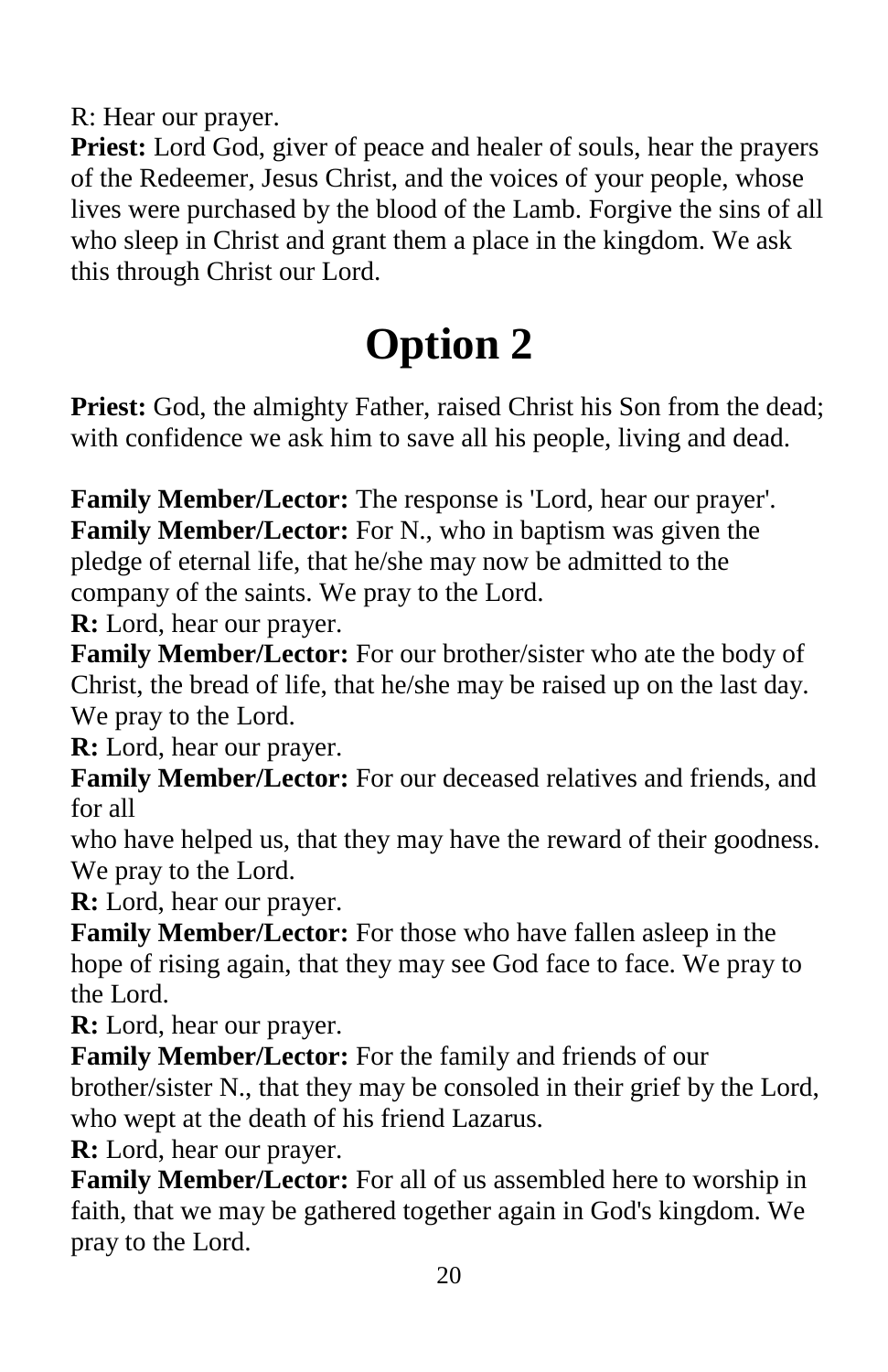R: Hear our prayer.

**Priest:** Lord God, giver of peace and healer of souls, hear the prayers of the Redeemer, Jesus Christ, and the voices of your people, whose lives were purchased by the blood of the Lamb. Forgive the sins of all who sleep in Christ and grant them a place in the kingdom. We ask this through Christ our Lord.

# Option 2

**Priest:** God, the almighty Father, raised Christ his Son from the dead; with confidence we ask him to save all his people, living and dead.

**Family Member/Lector:** The response is 'Lord, hear our prayer'.
**Family Member/Lector:** For N., who in baptism was given the pledge of eternal life, that he/she may now be admitted to the company of the saints. We pray to the Lord.
**R:** Lord, hear our prayer.
**Family Member/Lector:** For our brother/sister who ate the body of Christ, the bread of life, that he/she may be raised up on the last day. We pray to the Lord.
**R:** Lord, hear our prayer.
**Family Member/Lector:** For our deceased relatives and friends, and for all
who have helped us, that they may have the reward of their goodness. We pray to the Lord.
**R:** Lord, hear our prayer.
**Family Member/Lector:** For those who have fallen asleep in the hope of rising again, that they may see God face to face. We pray to the Lord.
**R:** Lord, hear our prayer.
**Family Member/Lector:** For the family and friends of our brother/sister N., that they may be consoled in their grief by the Lord, who wept at the death of his friend Lazarus.
**R:** Lord, hear our prayer.
**Family Member/Lector:** For all of us assembled here to worship in faith, that we may be gathered together again in God's kingdom. We pray to the Lord.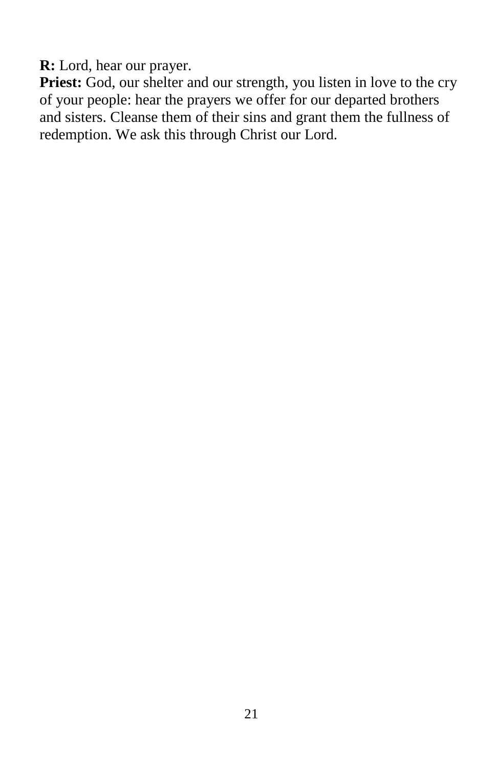**R:** Lord, hear our prayer.

**Priest:** God, our shelter and our strength, you listen in love to the cry of your people: hear the prayers we offer for our departed brothers and sisters. Cleanse them of their sins and grant them the fullness of redemption. We ask this through Christ our Lord.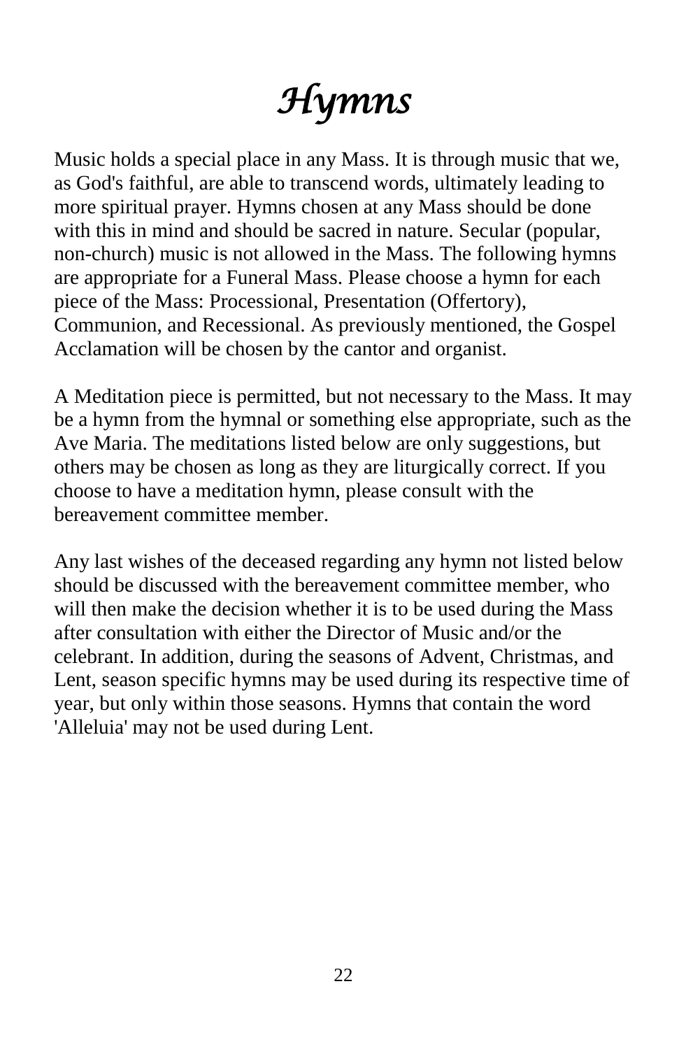# *Hymns*

Music holds a special place in any Mass. It is through music that we, as God's faithful, are able to transcend words, ultimately leading to more spiritual prayer. Hymns chosen at any Mass should be done with this in mind and should be sacred in nature. Secular (popular, non-church) music is not allowed in the Mass. The following hymns are appropriate for a Funeral Mass. Please choose a hymn for each piece of the Mass: Processional, Presentation (Offertory), Communion, and Recessional. As previously mentioned, the Gospel Acclamation will be chosen by the cantor and organist.

A Meditation piece is permitted, but not necessary to the Mass. It may be a hymn from the hymnal or something else appropriate, such as the Ave Maria. The meditations listed below are only suggestions, but others may be chosen as long as they are liturgically correct. If you choose to have a meditation hymn, please consult with the bereavement committee member.

Any last wishes of the deceased regarding any hymn not listed below should be discussed with the bereavement committee member, who will then make the decision whether it is to be used during the Mass after consultation with either the Director of Music and/or the celebrant. In addition, during the seasons of Advent, Christmas, and Lent, season specific hymns may be used during its respective time of year, but only within those seasons. Hymns that contain the word 'Alleluia' may not be used during Lent.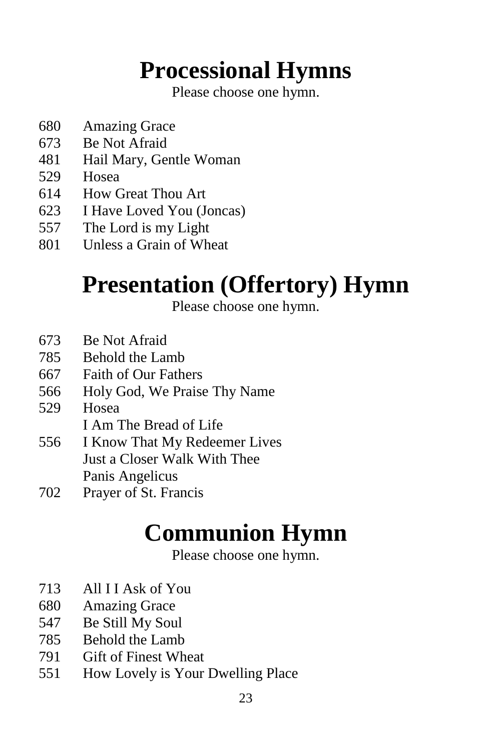# Processional Hymns

Please choose one hymn.

- 680 Amazing Grace
- 673 Be Not Afraid
- 481 Hail Mary, Gentle Woman
- 529 Hosea
- 614 How Great Thou Art
- 623 I Have Loved You (Joncas)
- 557 The Lord is my Light
- 801 Unless a Grain of Wheat

# Presentation (Offertory) Hymn

Please choose one hymn.

- 673 Be Not Afraid
- 785 Behold the Lamb
- 667 Faith of Our Fathers
- 566 Holy God, We Praise Thy Name
- 529 Hosea
- I Am The Bread of Life
- 556 I Know That My Redeemer Lives
- Just a Closer Walk With Thee
- Panis Angelicus
- 702 Prayer of St. Francis

# Communion Hymn

Please choose one hymn.

- 713 All I I Ask of You
- 680 Amazing Grace
- 547 Be Still My Soul
- 785 Behold the Lamb
- 791 Gift of Finest Wheat
- 551 How Lovely is Your Dwelling Place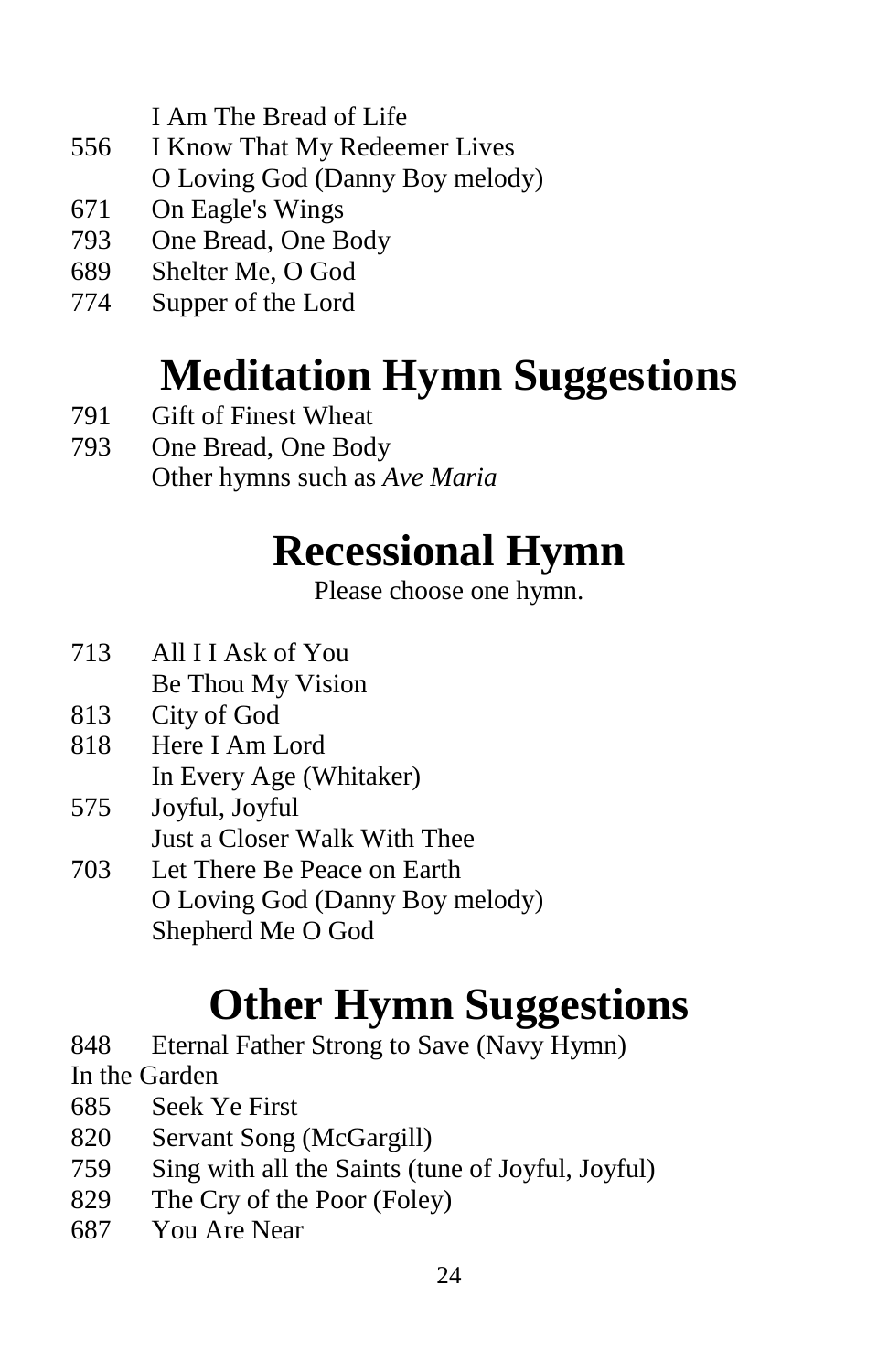I Am The Bread of Life
556 I Know That My Redeemer Lives
O Loving God (Danny Boy melody)
671 On Eagle's Wings
793 One Bread, One Body
689 Shelter Me, O God
774 Supper of the Lord

# Meditation Hymn Suggestions

791 Gift of Finest Wheat
793 One Bread, One Body
Other hymns such as *Ave Maria*

# Recessional Hymn

Please choose one hymn.

713 All I I Ask of You
Be Thou My Vision
813 City of God
818 Here I Am Lord
In Every Age (Whitaker)
575 Joyful, Joyful
Just a Closer Walk With Thee
703 Let There Be Peace on Earth
O Loving God (Danny Boy melody)
Shepherd Me O God

# Other Hymn Suggestions

848 Eternal Father Strong to Save (Navy Hymn)
In the Garden
685 Seek Ye First
820 Servant Song (McGargill)
759 Sing with all the Saints (tune of Joyful, Joyful)
829 The Cry of the Poor (Foley)
687 You Are Near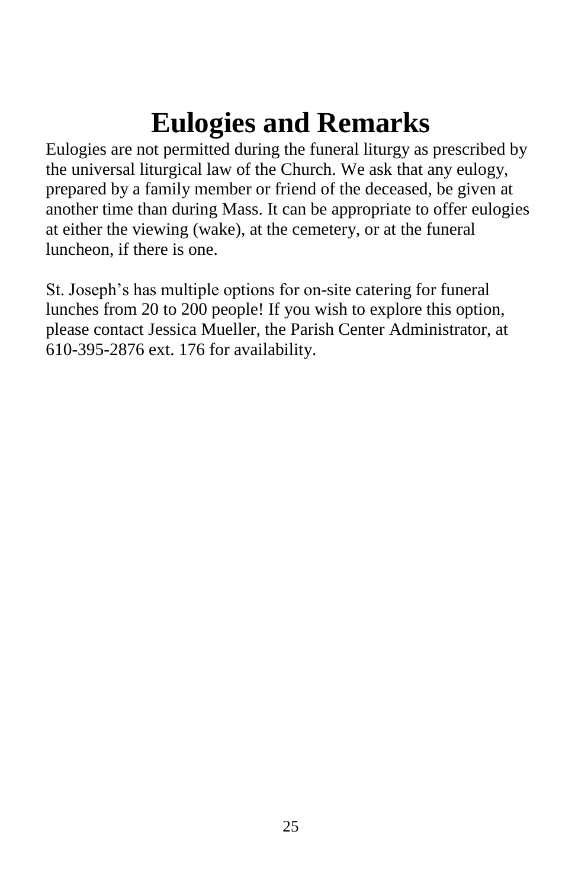# Eulogies and Remarks

Eulogies are not permitted during the funeral liturgy as prescribed by the universal liturgical law of the Church. We ask that any eulogy, prepared by a family member or friend of the deceased, be given at another time than during Mass. It can be appropriate to offer eulogies at either the viewing (wake), at the cemetery, or at the funeral luncheon, if there is one.

St. Joseph's has multiple options for on-site catering for funeral lunches from 20 to 200 people! If you wish to explore this option, please contact Jessica Mueller, the Parish Center Administrator, at 610-395-2876 ext. 176 for availability.